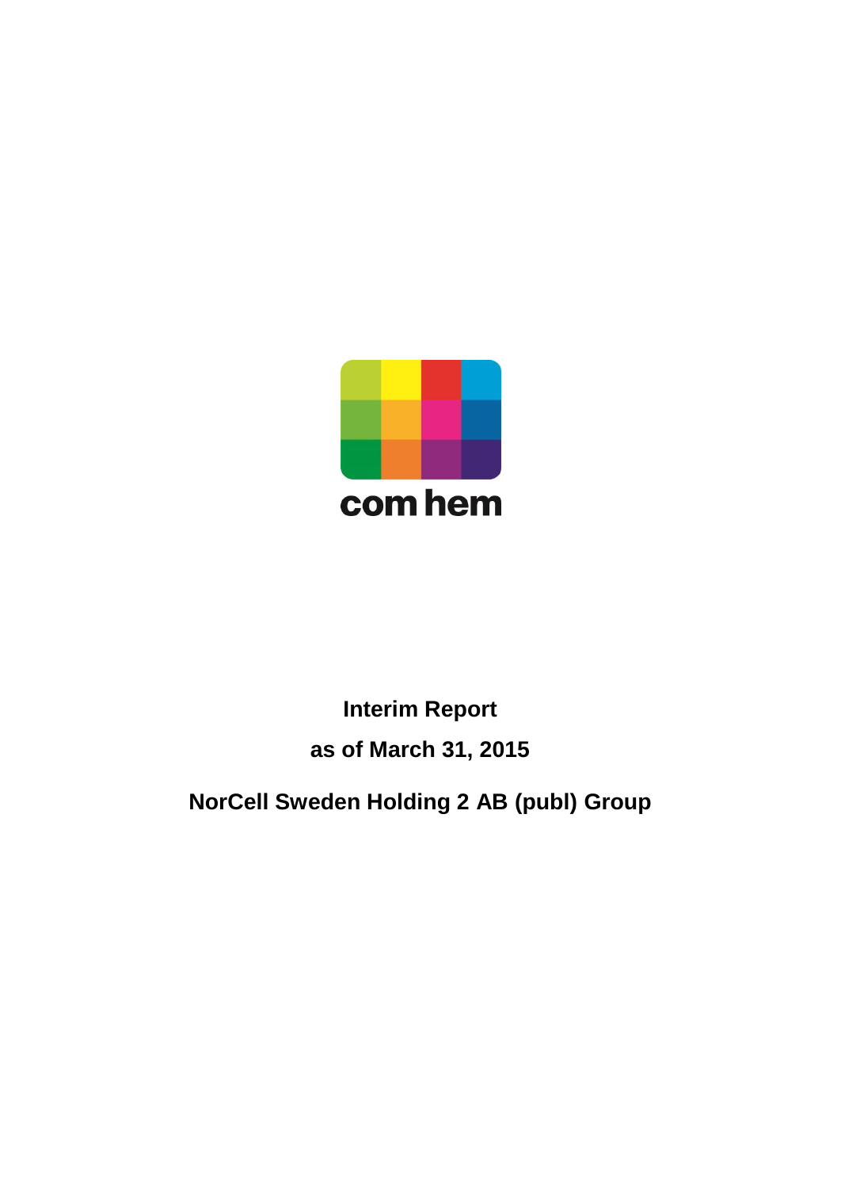com hem

# Interim Report

## as of March 31, 2015

## NorCell Sweden Holding 2 AB (publ) Group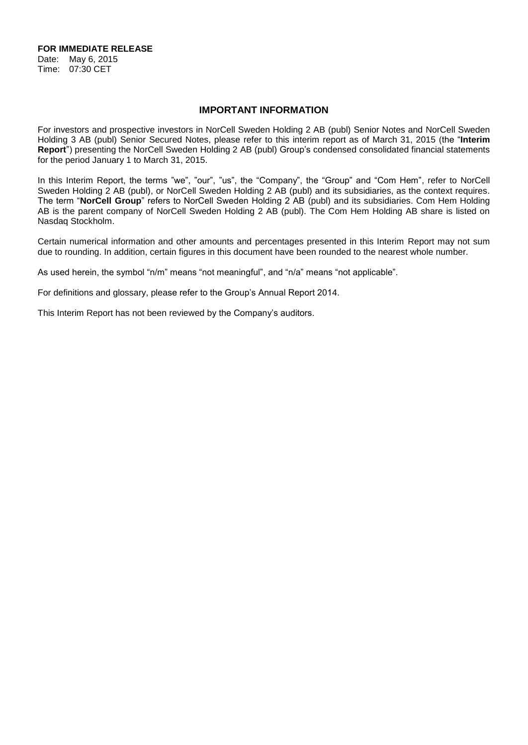**FOR IMMEDIATE RELEASE**

Date: May 6, 2015
Time: 07:30 CET

## IMPORTANT INFORMATION

For investors and prospective investors in NorCell Sweden Holding 2 AB (publ) Senior Notes and NorCell Sweden Holding 3 AB (publ) Senior Secured Notes, please refer to this interim report as of March 31, 2015 (the "**Interim Report**") presenting the NorCell Sweden Holding 2 AB (publ) Group's condensed consolidated financial statements for the period January 1 to March 31, 2015.

In this Interim Report, the terms "we", "our", "us", the "Company", the "Group" and "Com Hem", refer to NorCell Sweden Holding 2 AB (publ), or NorCell Sweden Holding 2 AB (publ) and its subsidiaries, as the context requires. The term "**NorCell Group**" refers to NorCell Sweden Holding 2 AB (publ) and its subsidiaries. Com Hem Holding AB is the parent company of NorCell Sweden Holding 2 AB (publ). The Com Hem Holding AB share is listed on Nasdaq Stockholm.

Certain numerical information and other amounts and percentages presented in this Interim Report may not sum due to rounding. In addition, certain figures in this document have been rounded to the nearest whole number.

As used herein, the symbol "n/m" means "not meaningful", and "n/a" means "not applicable".

For definitions and glossary, please refer to the Group's Annual Report 2014.

This Interim Report has not been reviewed by the Company's auditors.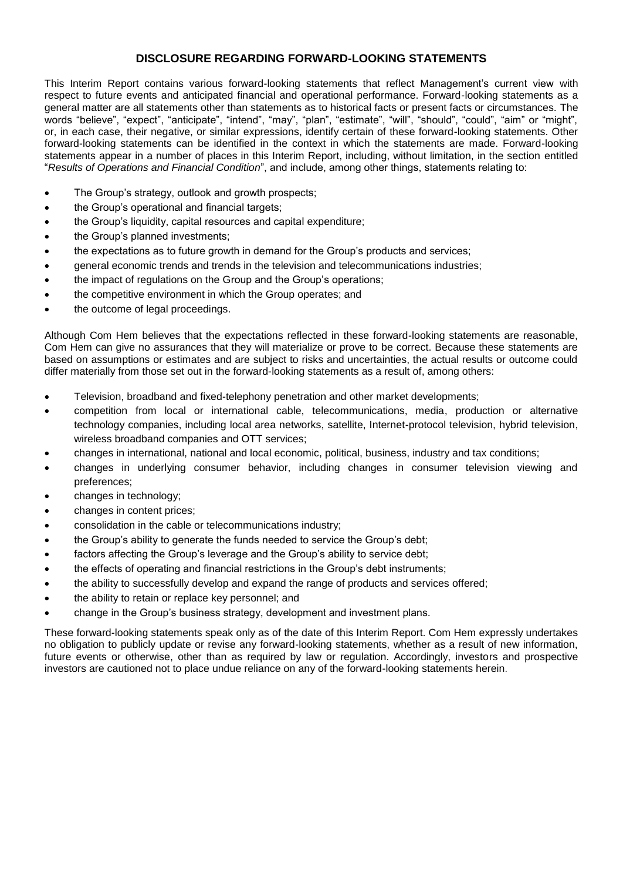## DISCLOSURE REGARDING FORWARD-LOOKING STATEMENTS

This Interim Report contains various forward-looking statements that reflect Management's current view with respect to future events and anticipated financial and operational performance. Forward-looking statements as a general matter are all statements other than statements as to historical facts or present facts or circumstances. The words "believe", "expect", "anticipate", "intend", "may", "plan", "estimate", "will", "should", "could", "aim" or "might", or, in each case, their negative, or similar expressions, identify certain of these forward-looking statements. Other forward-looking statements can be identified in the context in which the statements are made. Forward-looking statements appear in a number of places in this Interim Report, including, without limitation, in the section entitled "*Results of Operations and Financial Condition*", and include, among other things, statements relating to:

- The Group's strategy, outlook and growth prospects;
- the Group's operational and financial targets;
- the Group's liquidity, capital resources and capital expenditure;
- the Group's planned investments;
- the expectations as to future growth in demand for the Group's products and services;
- general economic trends and trends in the television and telecommunications industries;
- the impact of regulations on the Group and the Group's operations;
- the competitive environment in which the Group operates; and
- the outcome of legal proceedings.

Although Com Hem believes that the expectations reflected in these forward-looking statements are reasonable, Com Hem can give no assurances that they will materialize or prove to be correct. Because these statements are based on assumptions or estimates and are subject to risks and uncertainties, the actual results or outcome could differ materially from those set out in the forward-looking statements as a result of, among others:

- Television, broadband and fixed-telephony penetration and other market developments;
- competition from local or international cable, telecommunications, media, production or alternative technology companies, including local area networks, satellite, Internet-protocol television, hybrid television, wireless broadband companies and OTT services;
- changes in international, national and local economic, political, business, industry and tax conditions;
- changes in underlying consumer behavior, including changes in consumer television viewing and preferences;
- changes in technology;
- changes in content prices;
- consolidation in the cable or telecommunications industry;
- the Group's ability to generate the funds needed to service the Group's debt;
- factors affecting the Group's leverage and the Group's ability to service debt;
- the effects of operating and financial restrictions in the Group's debt instruments;
- the ability to successfully develop and expand the range of products and services offered;
- the ability to retain or replace key personnel; and
- change in the Group's business strategy, development and investment plans.

These forward-looking statements speak only as of the date of this Interim Report. Com Hem expressly undertakes no obligation to publicly update or revise any forward-looking statements, whether as a result of new information, future events or otherwise, other than as required by law or regulation. Accordingly, investors and prospective investors are cautioned not to place undue reliance on any of the forward-looking statements herein.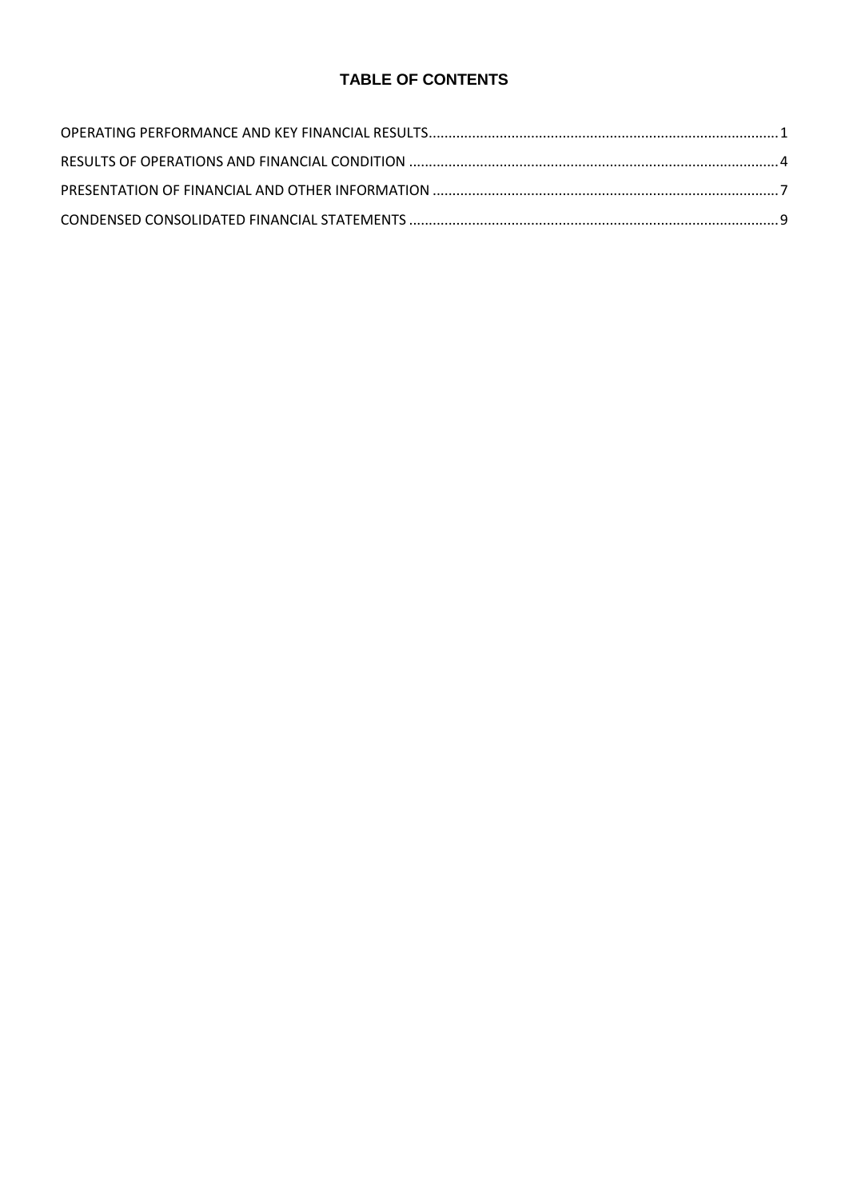# TABLE OF CONTENTS

OPERATING PERFORMANCE AND KEY FINANCIAL RESULTS........................................................................................1

RESULTS OF OPERATIONS AND FINANCIAL CONDITION .............................................................................................4

PRESENTATION OF FINANCIAL AND OTHER INFORMATION .......................................................................................7

CONDENSED CONSOLIDATED FINANCIAL STATEMENTS .............................................................................................9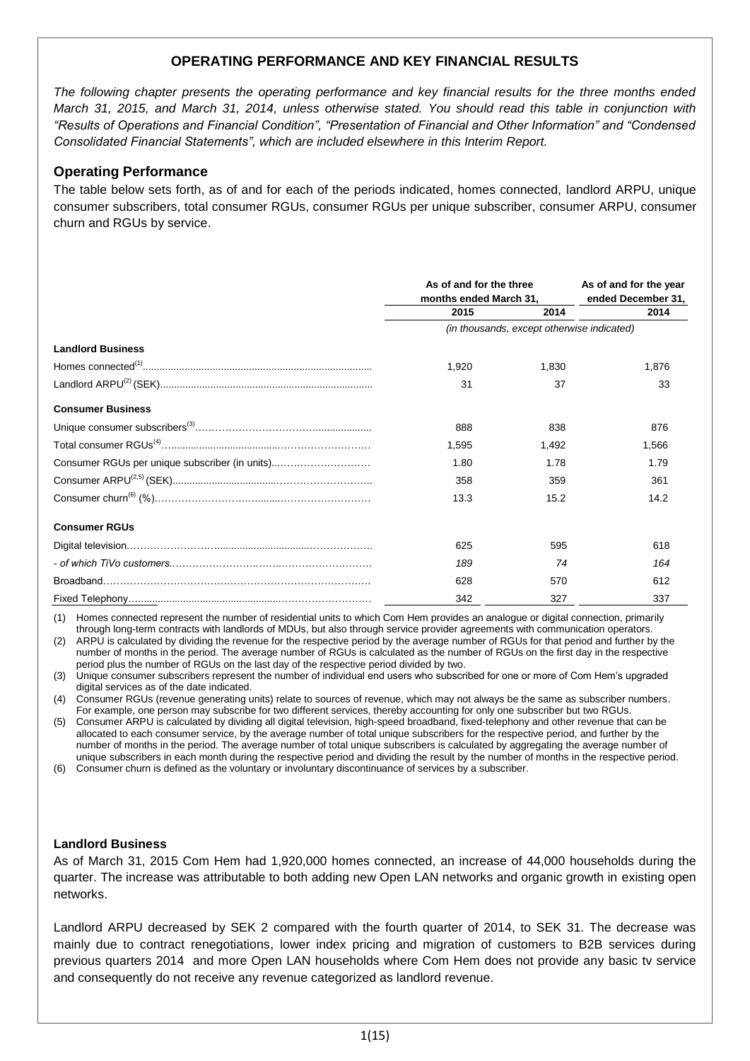## OPERATING PERFORMANCE AND KEY FINANCIAL RESULTS

*The following chapter presents the operating performance and key financial results for the three months ended March 31, 2015, and March 31, 2014, unless otherwise stated. You should read this table in conjunction with "Results of Operations and Financial Condition", "Presentation of Financial and Other Information" and "Condensed Consolidated Financial Statements", which are included elsewhere in this Interim Report.*

### Operating Performance

The table below sets forth, as of and for each of the periods indicated, homes connected, landlord ARPU, unique consumer subscribers, total consumer RGUs, consumer RGUs per unique subscriber, consumer ARPU, consumer churn and RGUs by service.

| | As of and for the three months ended March 31, | | As of and for the year ended December 31, |
|---|---|---|---|
| | 2015 | 2014 | 2014 |
| | *(in thousands, except otherwise indicated)* | | |
| **Landlord Business** | | | |
| Homes connected[1] | 1,920 | 1,830 | 1,876 |
| Landlord ARPU[2] (SEK) | 31 | 37 | 33 |
| **Consumer Business** | | | |
| Unique consumer subscribers[3] | 888 | 838 | 876 |
| Total consumer RGUs[4] | 1,595 | 1,492 | 1,566 |
| Consumer RGUs per unique subscriber (in units) | 1.80 | 1.78 | 1.79 |
| Consumer ARPU[2,5] (SEK) | 358 | 359 | 361 |
| Consumer churn[6] (%) | 13.3 | 15.2 | 14.2 |
| **Consumer RGUs** | | | |
| Digital television | 625 | 595 | 618 |
| *- of which TiVo customers* | *189* | *74* | *164* |
| Broadband | 628 | 570 | 612 |
| Fixed Telephony | 342 | 327 | 337 |

(1) Homes connected represent the number of residential units to which Com Hem provides an analogue or digital connection, primarily through long-term contracts with landlords of MDUs, but also through service provider agreements with communication operators.
(2) ARPU is calculated by dividing the revenue for the respective period by the average number of RGUs for that period and further by the number of months in the period. The average number of RGUs is calculated as the number of RGUs on the first day in the respective period plus the number of RGUs on the last day of the respective period divided by two.
(3) Unique consumer subscribers represent the number of individual end users who subscribed for one or more of Com Hem's upgraded digital services as of the date indicated.
(4) Consumer RGUs (revenue generating units) relate to sources of revenue, which may not always be the same as subscriber numbers. For example, one person may subscribe for two different services, thereby accounting for only one subscriber but two RGUs.
(5) Consumer ARPU is calculated by dividing all digital television, high-speed broadband, fixed-telephony and other revenue that can be allocated to each consumer service, by the average number of total unique subscribers for the respective period, and further by the number of months in the period. The average number of total unique subscribers is calculated by aggregating the average number of unique subscribers in each month during the respective period and dividing the result by the number of months in the respective period.
(6) Consumer churn is defined as the voluntary or involuntary discontinuance of services by a subscriber.

#### Landlord Business

As of March 31, 2015 Com Hem had 1,920,000 homes connected, an increase of 44,000 households during the quarter. The increase was attributable to both adding new Open LAN networks and organic growth in existing open networks.

Landlord ARPU decreased by SEK 2 compared with the fourth quarter of 2014, to SEK 31. The decrease was mainly due to contract renegotiations, lower index pricing and migration of customers to B2B services during previous quarters 2014 and more Open LAN households where Com Hem does not provide any basic tv service and consequently do not receive any revenue categorized as landlord revenue.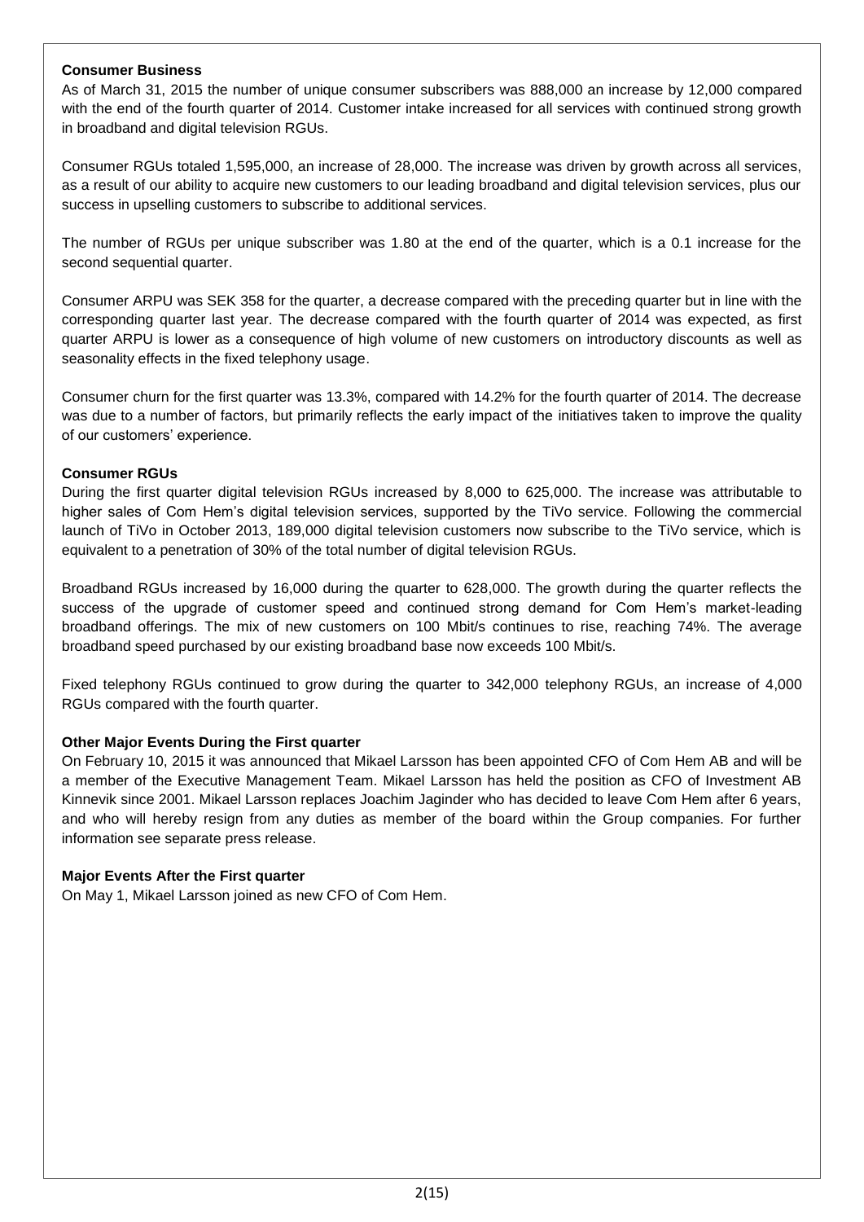### Consumer Business

As of March 31, 2015 the number of unique consumer subscribers was 888,000 an increase by 12,000 compared with the end of the fourth quarter of 2014. Customer intake increased for all services with continued strong growth in broadband and digital television RGUs.

Consumer RGUs totaled 1,595,000, an increase of 28,000. The increase was driven by growth across all services, as a result of our ability to acquire new customers to our leading broadband and digital television services, plus our success in upselling customers to subscribe to additional services.

The number of RGUs per unique subscriber was 1.80 at the end of the quarter, which is a 0.1 increase for the second sequential quarter.

Consumer ARPU was SEK 358 for the quarter, a decrease compared with the preceding quarter but in line with the corresponding quarter last year. The decrease compared with the fourth quarter of 2014 was expected, as first quarter ARPU is lower as a consequence of high volume of new customers on introductory discounts as well as seasonality effects in the fixed telephony usage.

Consumer churn for the first quarter was 13.3%, compared with 14.2% for the fourth quarter of 2014. The decrease was due to a number of factors, but primarily reflects the early impact of the initiatives taken to improve the quality of our customers' experience.

### Consumer RGUs

During the first quarter digital television RGUs increased by 8,000 to 625,000. The increase was attributable to higher sales of Com Hem's digital television services, supported by the TiVo service. Following the commercial launch of TiVo in October 2013, 189,000 digital television customers now subscribe to the TiVo service, which is equivalent to a penetration of 30% of the total number of digital television RGUs.

Broadband RGUs increased by 16,000 during the quarter to 628,000. The growth during the quarter reflects the success of the upgrade of customer speed and continued strong demand for Com Hem's market-leading broadband offerings. The mix of new customers on 100 Mbit/s continues to rise, reaching 74%. The average broadband speed purchased by our existing broadband base now exceeds 100 Mbit/s.

Fixed telephony RGUs continued to grow during the quarter to 342,000 telephony RGUs, an increase of 4,000 RGUs compared with the fourth quarter.

### Other Major Events During the First quarter

On February 10, 2015 it was announced that Mikael Larsson has been appointed CFO of Com Hem AB and will be a member of the Executive Management Team. Mikael Larsson has held the position as CFO of Investment AB Kinnevik since 2001. Mikael Larsson replaces Joachim Jaginder who has decided to leave Com Hem after 6 years, and who will hereby resign from any duties as member of the board within the Group companies. For further information see separate press release.

### Major Events After the First quarter

On May 1, Mikael Larsson joined as new CFO of Com Hem.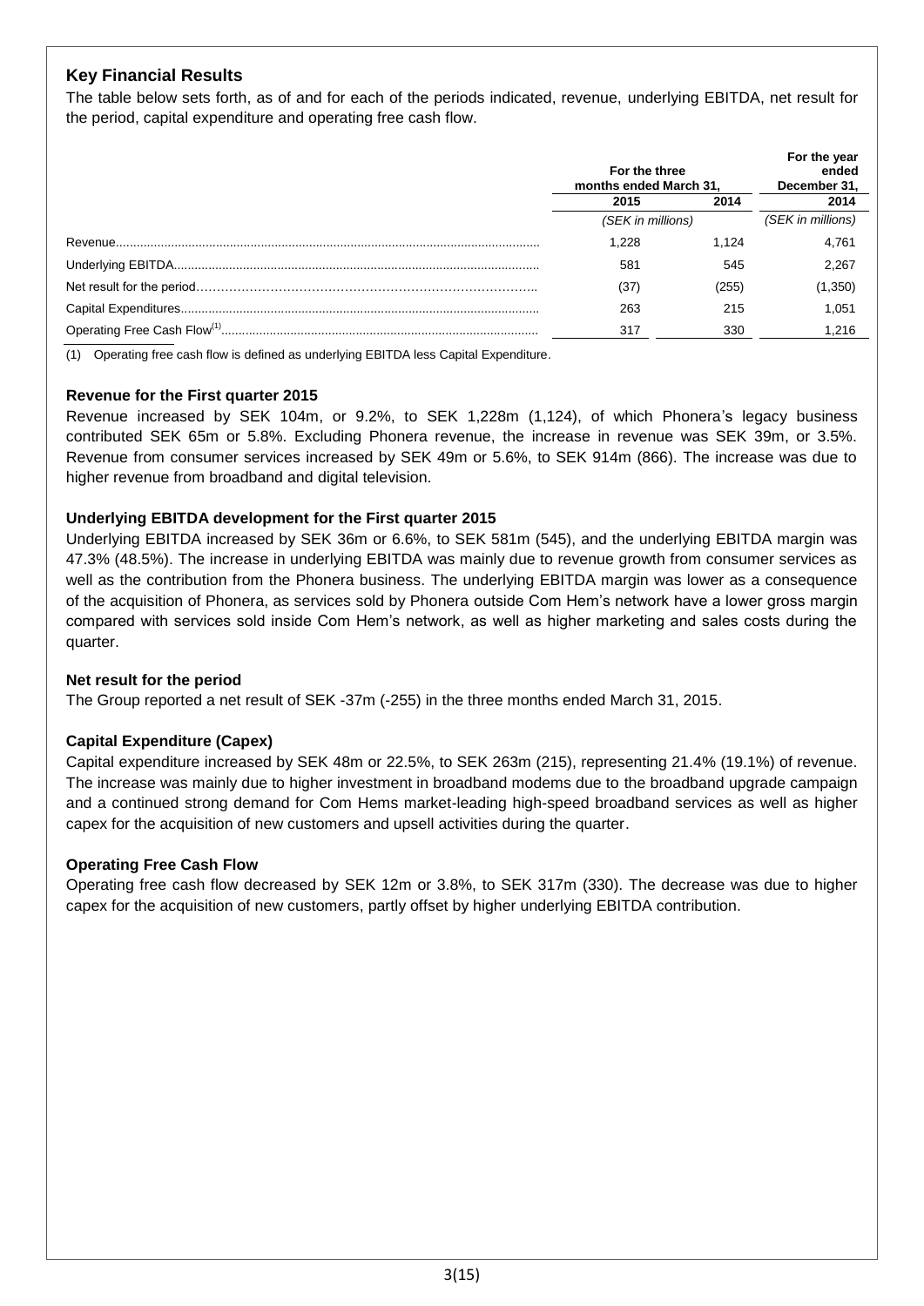## Key Financial Results

The table below sets forth, as of and for each of the periods indicated, revenue, underlying EBITDA, net result for the period, capital expenditure and operating free cash flow.

| | For the three months ended March 31, | | For the year ended December 31, |
|---|---|---|---|
| | 2015 | 2014 | 2014 |
| | (SEK in millions) | | (SEK in millions) |
| Revenue | 1,228 | 1,124 | 4,761 |
| Underlying EBITDA | 581 | 545 | 2,267 |
| Net result for the period | (37) | (255) | (1,350) |
| Capital Expenditures | 263 | 215 | 1,051 |
| Operating Free Cash Flow[(1)] | 317 | 330 | 1,216 |

(1) Operating free cash flow is defined as underlying EBITDA less Capital Expenditure.

### Revenue for the First quarter 2015

Revenue increased by SEK 104m, or 9.2%, to SEK 1,228m (1,124), of which Phonera's legacy business contributed SEK 65m or 5.8%. Excluding Phonera revenue, the increase in revenue was SEK 39m, or 3.5%. Revenue from consumer services increased by SEK 49m or 5.6%, to SEK 914m (866). The increase was due to higher revenue from broadband and digital television.

### Underlying EBITDA development for the First quarter 2015

Underlying EBITDA increased by SEK 36m or 6.6%, to SEK 581m (545), and the underlying EBITDA margin was 47.3% (48.5%). The increase in underlying EBITDA was mainly due to revenue growth from consumer services as well as the contribution from the Phonera business. The underlying EBITDA margin was lower as a consequence of the acquisition of Phonera, as services sold by Phonera outside Com Hem's network have a lower gross margin compared with services sold inside Com Hem's network, as well as higher marketing and sales costs during the quarter.

### Net result for the period

The Group reported a net result of SEK -37m (-255) in the three months ended March 31, 2015.

### Capital Expenditure (Capex)

Capital expenditure increased by SEK 48m or 22.5%, to SEK 263m (215), representing 21.4% (19.1%) of revenue. The increase was mainly due to higher investment in broadband modems due to the broadband upgrade campaign and a continued strong demand for Com Hems market-leading high-speed broadband services as well as higher capex for the acquisition of new customers and upsell activities during the quarter.

### Operating Free Cash Flow

Operating free cash flow decreased by SEK 12m or 3.8%, to SEK 317m (330). The decrease was due to higher capex for the acquisition of new customers, partly offset by higher underlying EBITDA contribution.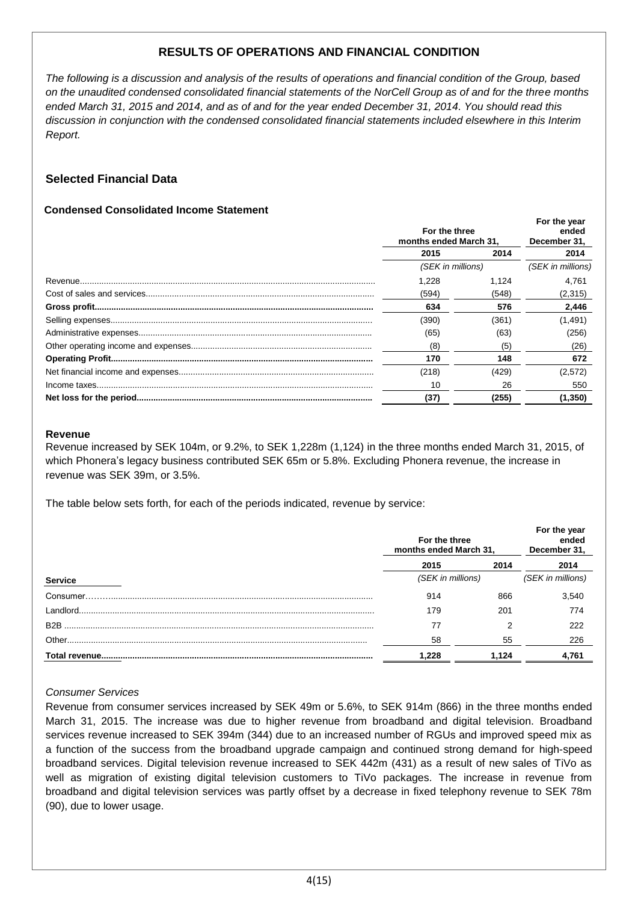## RESULTS OF OPERATIONS AND FINANCIAL CONDITION

*The following is a discussion and analysis of the results of operations and financial condition of the Group, based on the unaudited condensed consolidated financial statements of the NorCell Group as of and for the three months ended March 31, 2015 and 2014, and as of and for the year ended December 31, 2014. You should read this discussion in conjunction with the condensed consolidated financial statements included elsewhere in this Interim Report.*

### Selected Financial Data

#### Condensed Consolidated Income Statement

| | For the three months ended March 31, | | For the year ended December 31, |
|---|---|---|---|
| | 2015 | 2014 | 2014 |
| | (SEK in millions) | | (SEK in millions) |
| Revenue | 1,228 | 1,124 | 4,761 |
| Cost of sales and services | (594) | (548) | (2,315) |
| **Gross profit** | **634** | **576** | **2,446** |
| Selling expenses | (390) | (361) | (1,491) |
| Administrative expenses | (65) | (63) | (256) |
| Other operating income and expenses | (8) | (5) | (26) |
| **Operating Profit** | **170** | **148** | **672** |
| Net financial income and expenses | (218) | (429) | (2,572) |
| Income taxes | 10 | 26 | 550 |
| **Net loss for the period** | **(37)** | **(255)** | **(1,350)** |

#### Revenue

Revenue increased by SEK 104m, or 9.2%, to SEK 1,228m (1,124) in the three months ended March 31, 2015, of which Phonera's legacy business contributed SEK 65m or 5.8%. Excluding Phonera revenue, the increase in revenue was SEK 39m, or 3.5%.

The table below sets forth, for each of the periods indicated, revenue by service:

| | For the three months ended March 31, | | For the year ended December 31, |
|---|---|---|---|
| | 2015 | 2014 | 2014 |
| **Service** | (SEK in millions) | | (SEK in millions) |
| Consumer | 914 | 866 | 3,540 |
| Landlord | 179 | 201 | 774 |
| B2B | 77 | 2 | 222 |
| Other | 58 | 55 | 226 |
| **Total revenue** | **1,228** | **1,124** | **4,761** |

*Consumer Services*

Revenue from consumer services increased by SEK 49m or 5.6%, to SEK 914m (866) in the three months ended March 31, 2015. The increase was due to higher revenue from broadband and digital television. Broadband services revenue increased to SEK 394m (344) due to an increased number of RGUs and improved speed mix as a function of the success from the broadband upgrade campaign and continued strong demand for high-speed broadband services. Digital television revenue increased to SEK 442m (431) as a result of new sales of TiVo as well as migration of existing digital television customers to TiVo packages. The increase in revenue from broadband and digital television services was partly offset by a decrease in fixed telephony revenue to SEK 78m (90), due to lower usage.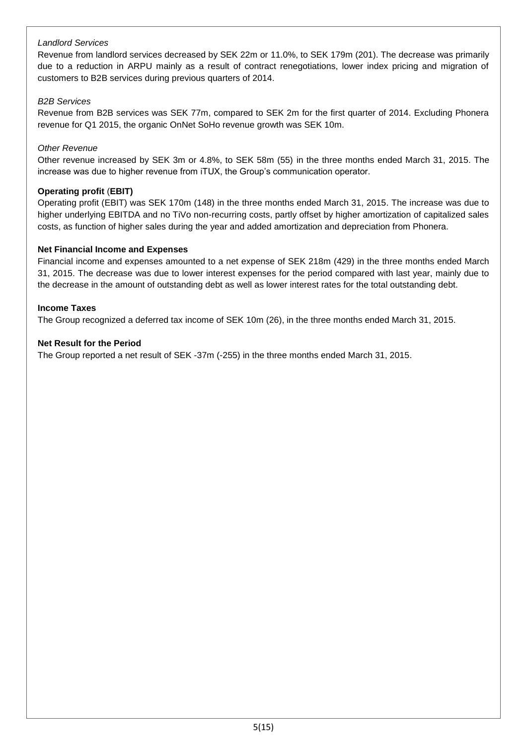*Landlord Services*

Revenue from landlord services decreased by SEK 22m or 11.0%, to SEK 179m (201). The decrease was primarily due to a reduction in ARPU mainly as a result of contract renegotiations, lower index pricing and migration of customers to B2B services during previous quarters of 2014.

*B2B Services*

Revenue from B2B services was SEK 77m, compared to SEK 2m for the first quarter of 2014. Excluding Phonera revenue for Q1 2015, the organic OnNet SoHo revenue growth was SEK 10m.

*Other Revenue*

Other revenue increased by SEK 3m or 4.8%, to SEK 58m (55) in the three months ended March 31, 2015. The increase was due to higher revenue from iTUX, the Group's communication operator.

**Operating profit (EBIT)**

Operating profit (EBIT) was SEK 170m (148) in the three months ended March 31, 2015. The increase was due to higher underlying EBITDA and no TiVo non-recurring costs, partly offset by higher amortization of capitalized sales costs, as function of higher sales during the year and added amortization and depreciation from Phonera.

**Net Financial Income and Expenses**

Financial income and expenses amounted to a net expense of SEK 218m (429) in the three months ended March 31, 2015. The decrease was due to lower interest expenses for the period compared with last year, mainly due to the decrease in the amount of outstanding debt as well as lower interest rates for the total outstanding debt.

**Income Taxes**

The Group recognized a deferred tax income of SEK 10m (26), in the three months ended March 31, 2015.

**Net Result for the Period**

The Group reported a net result of SEK -37m (-255) in the three months ended March 31, 2015.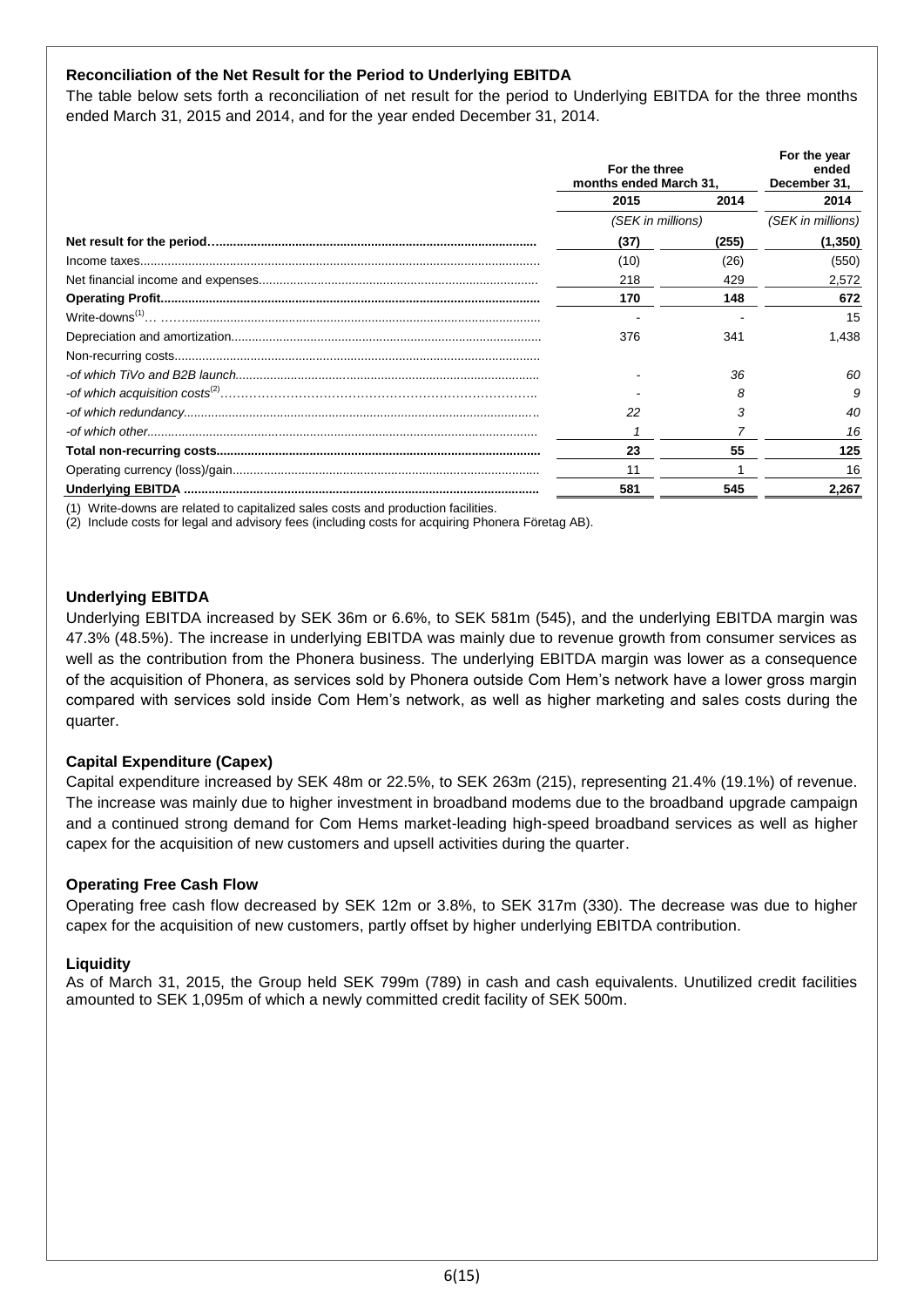**Reconciliation of the Net Result for the Period to Underlying EBITDA**

The table below sets forth a reconciliation of net result for the period to Underlying EBITDA for the three months ended March 31, 2015 and 2014, and for the year ended December 31, 2014.

| | For the three months ended March 31, | | For the year ended December 31, |
|---|---|---|---|
| | 2015 | 2014 | 2014 |
| | (SEK in millions) | | (SEK in millions) |
| **Net result for the period** | **(37)** | **(255)** | **(1,350)** |
| Income taxes | (10) | (26) | (550) |
| Net financial income and expenses | 218 | 429 | 2,572 |
| **Operating Profit** | **170** | **148** | **672** |
| Write-downs[1] | - | - | 15 |
| Depreciation and amortization | 376 | 341 | 1,438 |
| Non-recurring costs | | | |
| *-of which TiVo and B2B launch* | *-* | *36* | *60* |
| *-of which acquisition costs*[2] | *-* | *8* | *9* |
| *-of which redundancy* | *22* | *3* | *40* |
| *-of which other* | *1* | *7* | *16* |
| **Total non-recurring costs** | **23** | **55** | **125** |
| Operating currency (loss)/gain | 11 | 1 | 16 |
| **Underlying EBITDA** | **581** | **545** | **2,267** |

(1) Write-downs are related to capitalized sales costs and production facilities.
(2) Include costs for legal and advisory fees (including costs for acquiring Phonera Företag AB).

**Underlying EBITDA**

Underlying EBITDA increased by SEK 36m or 6.6%, to SEK 581m (545), and the underlying EBITDA margin was 47.3% (48.5%). The increase in underlying EBITDA was mainly due to revenue growth from consumer services as well as the contribution from the Phonera business. The underlying EBITDA margin was lower as a consequence of the acquisition of Phonera, as services sold by Phonera outside Com Hem's network have a lower gross margin compared with services sold inside Com Hem's network, as well as higher marketing and sales costs during the quarter.

**Capital Expenditure (Capex)**

Capital expenditure increased by SEK 48m or 22.5%, to SEK 263m (215), representing 21.4% (19.1%) of revenue. The increase was mainly due to higher investment in broadband modems due to the broadband upgrade campaign and a continued strong demand for Com Hems market-leading high-speed broadband services as well as higher capex for the acquisition of new customers and upsell activities during the quarter.

**Operating Free Cash Flow**

Operating free cash flow decreased by SEK 12m or 3.8%, to SEK 317m (330). The decrease was due to higher capex for the acquisition of new customers, partly offset by higher underlying EBITDA contribution.

**Liquidity**

As of March 31, 2015, the Group held SEK 799m (789) in cash and cash equivalents. Unutilized credit facilities amounted to SEK 1,095m of which a newly committed credit facility of SEK 500m.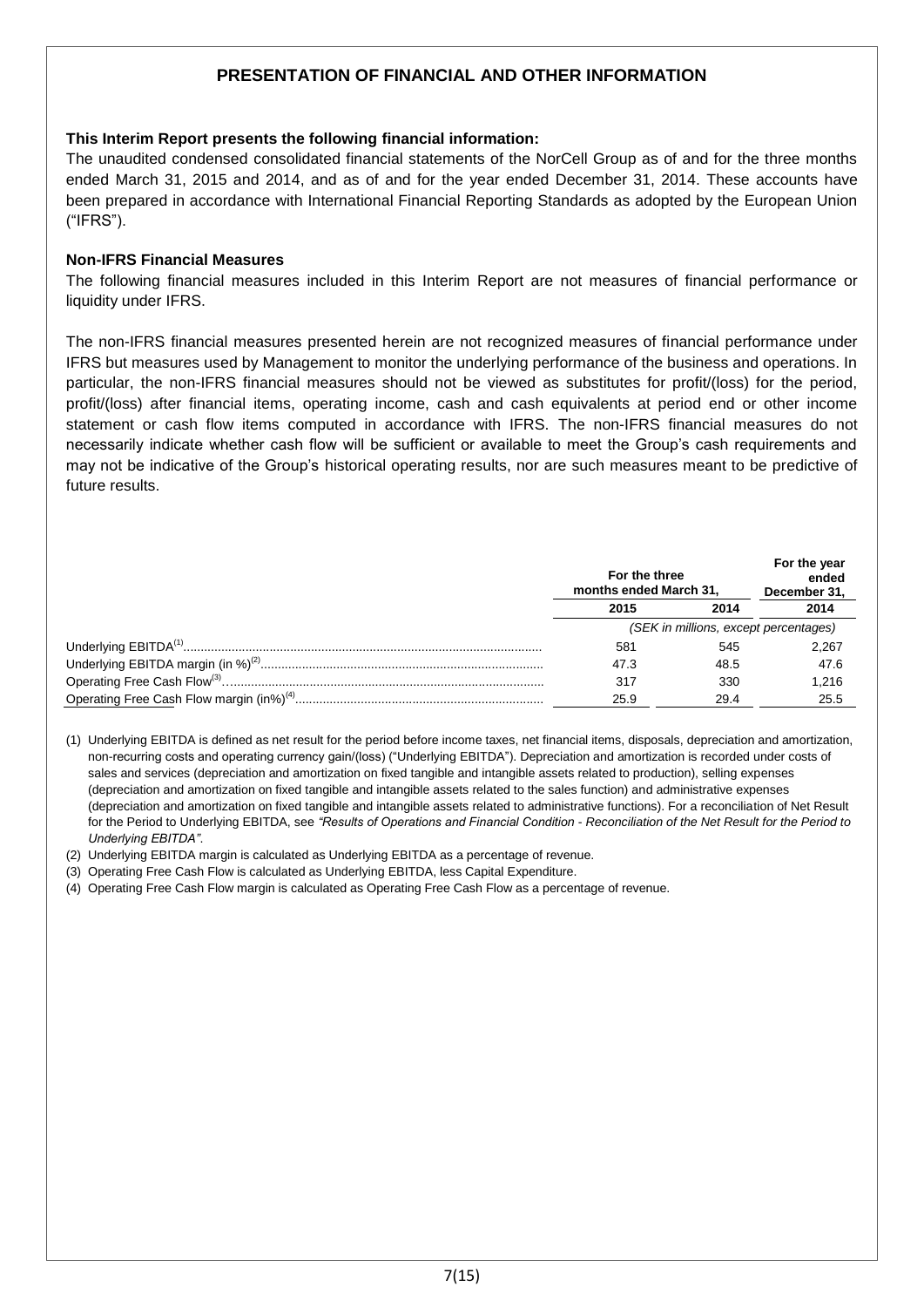# PRESENTATION OF FINANCIAL AND OTHER INFORMATION

**This Interim Report presents the following financial information:**

The unaudited condensed consolidated financial statements of the NorCell Group as of and for the three months ended March 31, 2015 and 2014, and as of and for the year ended December 31, 2014. These accounts have been prepared in accordance with International Financial Reporting Standards as adopted by the European Union ("IFRS").

**Non-IFRS Financial Measures**

The following financial measures included in this Interim Report are not measures of financial performance or liquidity under IFRS.

The non-IFRS financial measures presented herein are not recognized measures of financial performance under IFRS but measures used by Management to monitor the underlying performance of the business and operations. In particular, the non-IFRS financial measures should not be viewed as substitutes for profit/(loss) for the period, profit/(loss) after financial items, operating income, cash and cash equivalents at period end or other income statement or cash flow items computed in accordance with IFRS. The non-IFRS financial measures do not necessarily indicate whether cash flow will be sufficient or available to meet the Group's cash requirements and may not be indicative of the Group's historical operating results, nor are such measures meant to be predictive of future results.

| | For the three months ended March 31, | | For the year ended December 31, |
|---|---|---|---|
| | 2015 | 2014 | 2014 |
| | *(SEK in millions, except percentages)* | | |
| Underlying EBITDA[1] | 581 | 545 | 2,267 |
| Underlying EBITDA margin (in %)[2] | 47.3 | 48.5 | 47.6 |
| Operating Free Cash Flow[3] | 317 | 330 | 1,216 |
| Operating Free Cash Flow margin (in%)[4] | 25.9 | 29.4 | 25.5 |

(1) Underlying EBITDA is defined as net result for the period before income taxes, net financial items, disposals, depreciation and amortization, non-recurring costs and operating currency gain/(loss) ("Underlying EBITDA"). Depreciation and amortization is recorded under costs of sales and services (depreciation and amortization on fixed tangible and intangible assets related to production), selling expenses (depreciation and amortization on fixed tangible and intangible assets related to the sales function) and administrative expenses (depreciation and amortization on fixed tangible and intangible assets related to administrative functions). For a reconciliation of Net Result for the Period to Underlying EBITDA, see *"Results of Operations and Financial Condition - Reconciliation of the Net Result for the Period to Underlying EBITDA"*.

(2) Underlying EBITDA margin is calculated as Underlying EBITDA as a percentage of revenue.

(3) Operating Free Cash Flow is calculated as Underlying EBITDA, less Capital Expenditure.

(4) Operating Free Cash Flow margin is calculated as Operating Free Cash Flow as a percentage of revenue.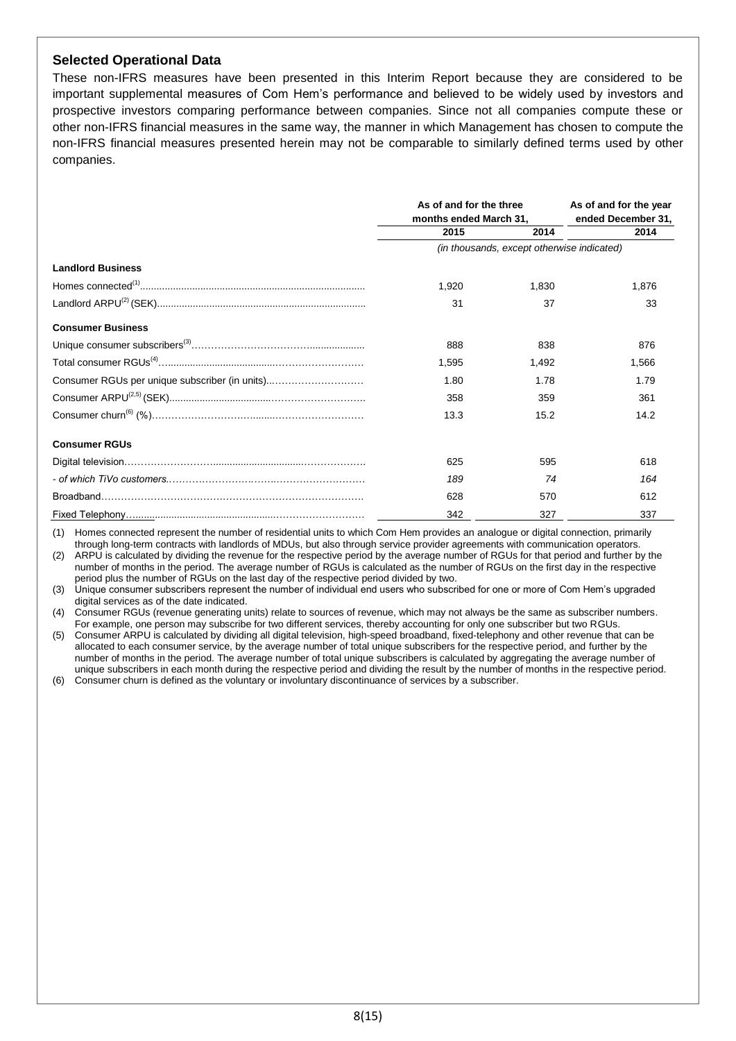## Selected Operational Data

These non-IFRS measures have been presented in this Interim Report because they are considered to be important supplemental measures of Com Hem's performance and believed to be widely used by investors and prospective investors comparing performance between companies. Since not all companies compute these or other non-IFRS financial measures in the same way, the manner in which Management has chosen to compute the non-IFRS financial measures presented herein may not be comparable to similarly defined terms used by other companies.

| | As of and for the three months ended March 31, | | As of and for the year ended December 31, |
|---|---|---|---|
| | 2015 | 2014 | 2014 |
| | *(in thousands, except otherwise indicated)* | | |
| **Landlord Business** | | | |
| Homes connected[(1)] | 1,920 | 1,830 | 1,876 |
| Landlord ARPU[(2)] (SEK) | 31 | 37 | 33 |
| **Consumer Business** | | | |
| Unique consumer subscribers[(3)] | 888 | 838 | 876 |
| Total consumer RGUs[(4)] | 1,595 | 1,492 | 1,566 |
| Consumer RGUs per unique subscriber (in units) | 1.80 | 1.78 | 1.79 |
| Consumer ARPU[(2,5)] (SEK) | 358 | 359 | 361 |
| Consumer churn[(6)] (%) | 13.3 | 15.2 | 14.2 |
| **Consumer RGUs** | | | |
| Digital television | 625 | 595 | 618 |
| *- of which TiVo customers.* | *189* | *74* | *164* |
| Broadband | 628 | 570 | 612 |
| Fixed Telephony | 342 | 327 | 337 |

(1) Homes connected represent the number of residential units to which Com Hem provides an analogue or digital connection, primarily through long-term contracts with landlords of MDUs, but also through service provider agreements with communication operators.

(2) ARPU is calculated by dividing the revenue for the respective period by the average number of RGUs for that period and further by the number of months in the period. The average number of RGUs is calculated as the number of RGUs on the first day in the respective period plus the number of RGUs on the last day of the respective period divided by two.

(3) Unique consumer subscribers represent the number of individual end users who subscribed for one or more of Com Hem's upgraded digital services as of the date indicated.

(4) Consumer RGUs (revenue generating units) relate to sources of revenue, which may not always be the same as subscriber numbers. For example, one person may subscribe for two different services, thereby accounting for only one subscriber but two RGUs.

(5) Consumer ARPU is calculated by dividing all digital television, high-speed broadband, fixed-telephony and other revenue that can be allocated to each consumer service, by the average number of total unique subscribers for the respective period, and further by the number of months in the period. The average number of total unique subscribers is calculated by aggregating the average number of unique subscribers in each month during the respective period and dividing the result by the number of months in the respective period.

(6) Consumer churn is defined as the voluntary or involuntary discontinuance of services by a subscriber.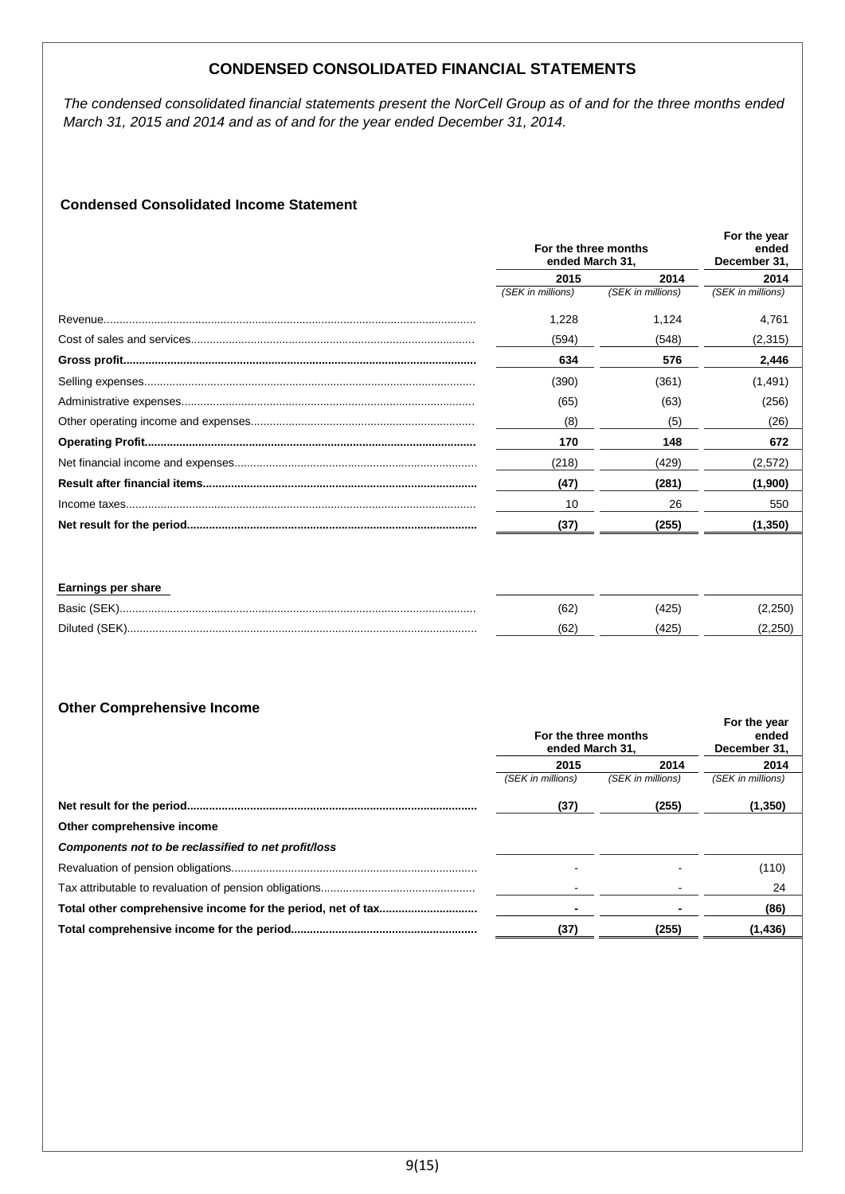# CONDENSED CONSOLIDATED FINANCIAL STATEMENTS

*The condensed consolidated financial statements present the NorCell Group as of and for the three months ended March 31, 2015 and 2014 and as of and for the year ended December 31, 2014.*

### Condensed Consolidated Income Statement

| | For the three months ended March 31, | | For the year ended December 31, |
|---|---|---|---|
| | 2015 | 2014 | 2014 |
| | *(SEK in millions)* | *(SEK in millions)* | *(SEK in millions)* |
| Revenue | 1,228 | 1,124 | 4,761 |
| Cost of sales and services | (594) | (548) | (2,315) |
| **Gross profit** | **634** | **576** | **2,446** |
| Selling expenses | (390) | (361) | (1,491) |
| Administrative expenses | (65) | (63) | (256) |
| Other operating income and expenses | (8) | (5) | (26) |
| **Operating Profit** | **170** | **148** | **672** |
| Net financial income and expenses | (218) | (429) | (2,572) |
| **Result after financial items** | **(47)** | **(281)** | **(1,900)** |
| Income taxes | 10 | 26 | 550 |
| **Net result for the period** | **(37)** | **(255)** | **(1,350)** |
| | | | |
| **Earnings per share** | | | |
| Basic (SEK) | (62) | (425) | (2,250) |
| Diluted (SEK) | (62) | (425) | (2,250) |

### Other Comprehensive Income

| | For the three months ended March 31, | | For the year ended December 31, |
|---|---|---|---|
| | 2015 | 2014 | 2014 |
| | *(SEK in millions)* | *(SEK in millions)* | *(SEK in millions)* |
| **Net result for the period** | **(37)** | **(255)** | **(1,350)** |
| **Other comprehensive income** | | | |
| ***Components not to be reclassified to net profit/loss*** | | | |
| Revaluation of pension obligations | - | - | (110) |
| Tax attributable to revaluation of pension obligations | - | - | 24 |
| **Total other comprehensive income for the period, net of tax** | **-** | **-** | **(86)** |
| **Total comprehensive income for the period** | **(37)** | **(255)** | **(1,436)** |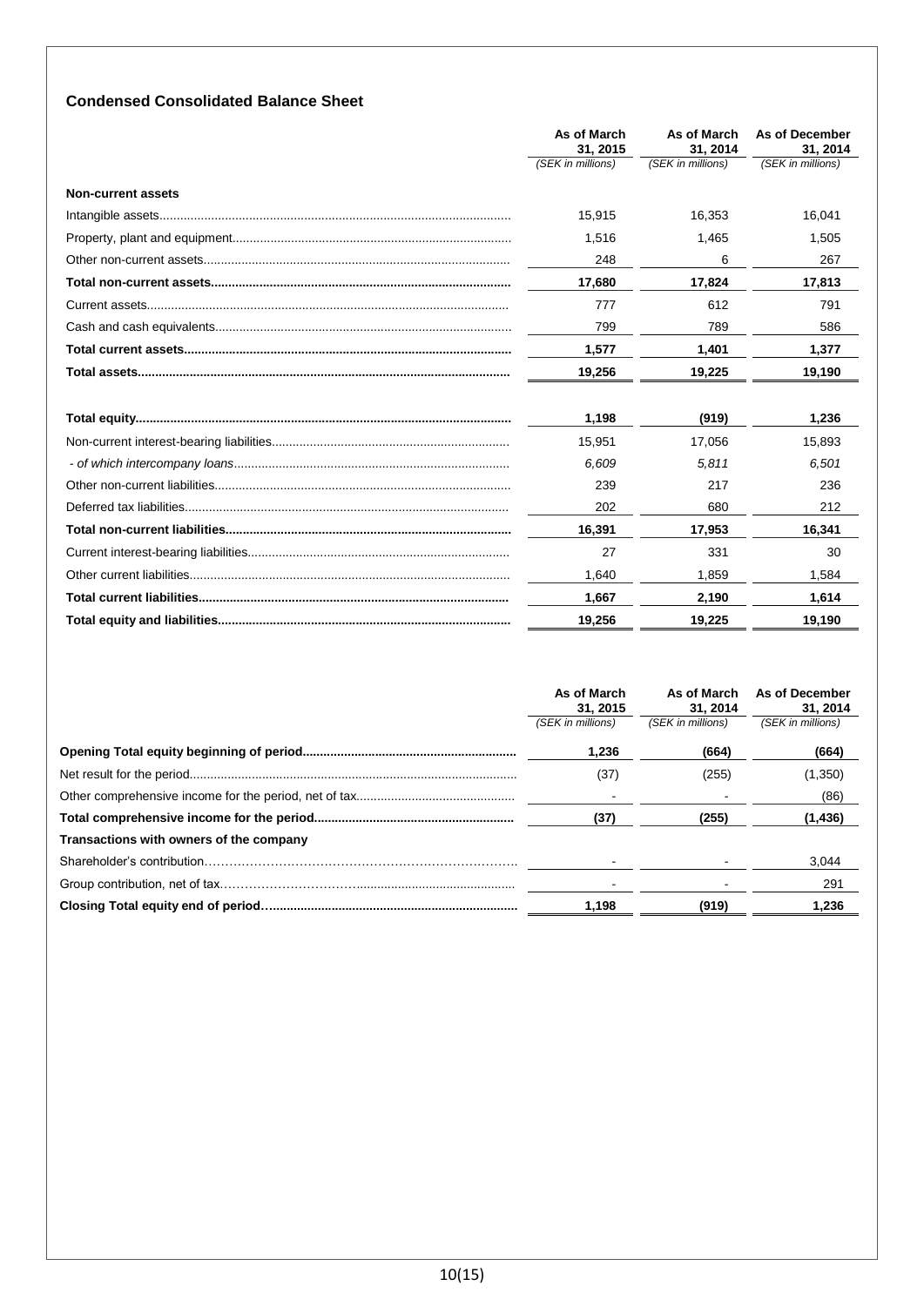## Condensed Consolidated Balance Sheet

| | As of March 31, 2015 | As of March 31, 2014 | As of December 31, 2014 |
|---|---|---|---|
| | *(SEK in millions)* | *(SEK in millions)* | *(SEK in millions)* |
| **Non-current assets** | | | |
| Intangible assets | 15,915 | 16,353 | 16,041 |
| Property, plant and equipment | 1,516 | 1,465 | 1,505 |
| Other non-current assets | 248 | 6 | 267 |
| **Total non-current assets** | **17,680** | **17,824** | **17,813** |
| Current assets | 777 | 612 | 791 |
| Cash and cash equivalents | 799 | 789 | 586 |
| **Total current assets** | **1,577** | **1,401** | **1,377** |
| **Total assets** | **19,256** | **19,225** | **19,190** |
| | | | |
| **Total equity** | **1,198** | **(919)** | **1,236** |
| Non-current interest-bearing liabilities | 15,951 | 17,056 | 15,893 |
| *- of which intercompany loans* | *6,609* | *5,811* | *6,501* |
| Other non-current liabilities | 239 | 217 | 236 |
| Deferred tax liabilities | 202 | 680 | 212 |
| **Total non-current liabilities** | **16,391** | **17,953** | **16,341** |
| Current interest-bearing liabilities | 27 | 331 | 30 |
| Other current liabilities | 1,640 | 1,859 | 1,584 |
| **Total current liabilities** | **1,667** | **2,190** | **1,614** |
| **Total equity and liabilities** | **19,256** | **19,225** | **19,190** |

| | As of March 31, 2015 | As of March 31, 2014 | As of December 31, 2014 |
|---|---|---|---|
| | *(SEK in millions)* | *(SEK in millions)* | *(SEK in millions)* |
| **Opening Total equity beginning of period** | **1,236** | **(664)** | **(664)** |
| Net result for the period | (37) | (255) | (1,350) |
| Other comprehensive income for the period, net of tax | - | - | (86) |
| **Total comprehensive income for the period** | **(37)** | **(255)** | **(1,436)** |
| **Transactions with owners of the company** | | | |
| Shareholder's contribution | - | - | 3,044 |
| Group contribution, net of tax | - | - | 291 |
| **Closing Total equity end of period** | **1,198** | **(919)** | **1,236** |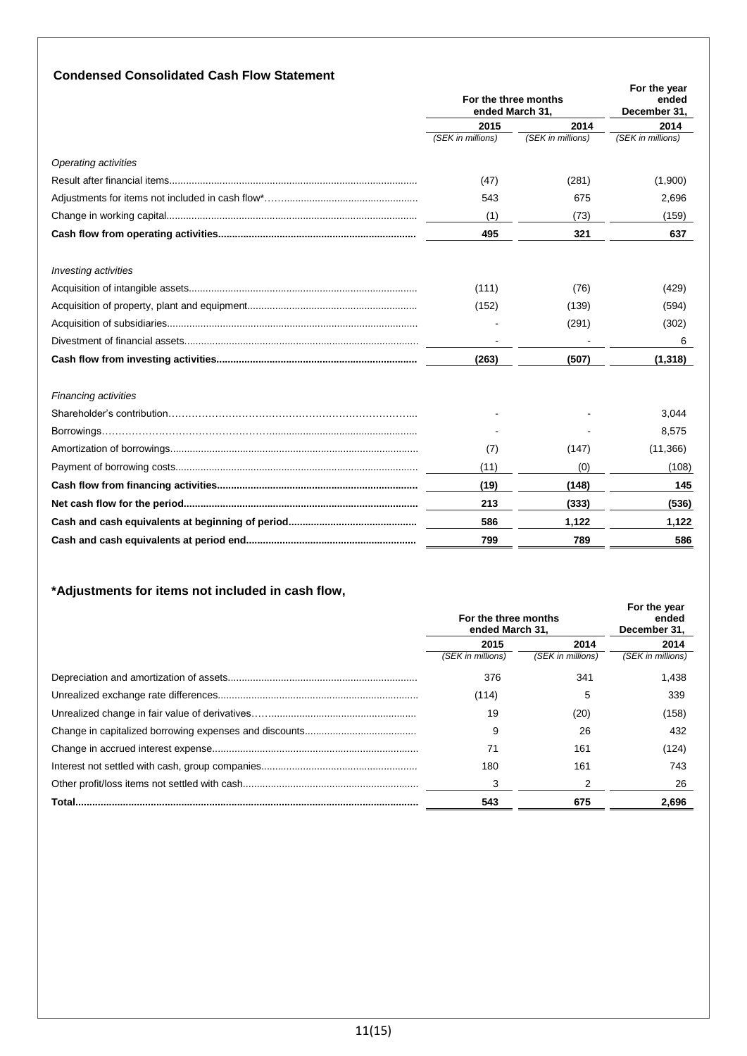### Condensed Consolidated Cash Flow Statement

| | For the three months ended March 31, | | For the year ended December 31, |
|---|---|---|---|
| | 2015 | 2014 | 2014 |
| | *(SEK in millions)* | *(SEK in millions)* | *(SEK in millions)* |
| *Operating activities* | | | |
| Result after financial items | (47) | (281) | (1,900) |
| Adjustments for items not included in cash flow* | 543 | 675 | 2,696 |
| Change in working capital | (1) | (73) | (159) |
| **Cash flow from operating activities** | **495** | **321** | **637** |
| *Investing activities* | | | |
| Acquisition of intangible assets | (111) | (76) | (429) |
| Acquisition of property, plant and equipment | (152) | (139) | (594) |
| Acquisition of subsidiaries | - | (291) | (302) |
| Divestment of financial assets | - | - | 6 |
| **Cash flow from investing activities** | **(263)** | **(507)** | **(1,318)** |
| *Financing activities* | | | |
| Shareholder's contribution | - | - | 3,044 |
| Borrowings | - | - | 8,575 |
| Amortization of borrowings | (7) | (147) | (11,366) |
| Payment of borrowing costs | (11) | (0) | (108) |
| **Cash flow from financing activities** | **(19)** | **(148)** | **145** |
| **Net cash flow for the period** | **213** | **(333)** | **(536)** |
| **Cash and cash equivalents at beginning of period** | **586** | **1,122** | **1,122** |
| **Cash and cash equivalents at period end** | **799** | **789** | **586** |

### *Adjustments for items not included in cash flow,

| | For the three months ended March 31, | | For the year ended December 31, |
|---|---|---|---|
| | 2015 | 2014 | 2014 |
| | *(SEK in millions)* | *(SEK in millions)* | *(SEK in millions)* |
| Depreciation and amortization of assets | 376 | 341 | 1,438 |
| Unrealized exchange rate differences | (114) | 5 | 339 |
| Unrealized change in fair value of derivatives | 19 | (20) | (158) |
| Change in capitalized borrowing expenses and discounts | 9 | 26 | 432 |
| Change in accrued interest expense | 71 | 161 | (124) |
| Interest not settled with cash, group companies | 180 | 161 | 743 |
| Other profit/loss items not settled with cash | 3 | 2 | 26 |
| **Total** | **543** | **675** | **2,696** |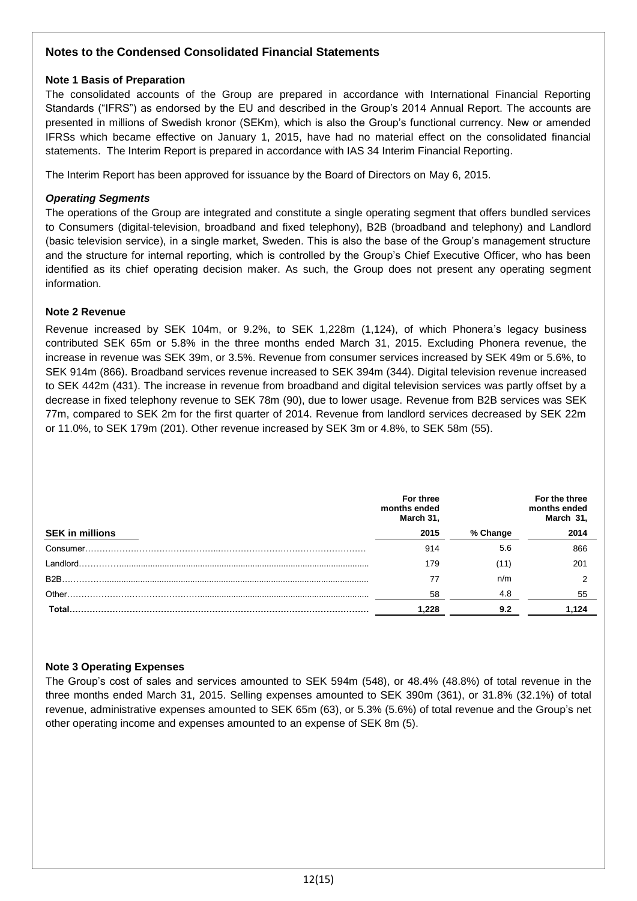## Notes to the Condensed Consolidated Financial Statements

### Note 1 Basis of Preparation

The consolidated accounts of the Group are prepared in accordance with International Financial Reporting Standards ("IFRS") as endorsed by the EU and described in the Group's 2014 Annual Report. The accounts are presented in millions of Swedish kronor (SEKm), which is also the Group's functional currency. New or amended IFRSs which became effective on January 1, 2015, have had no material effect on the consolidated financial statements. The Interim Report is prepared in accordance with IAS 34 Interim Financial Reporting.

The Interim Report has been approved for issuance by the Board of Directors on May 6, 2015.

#### *Operating Segments*

The operations of the Group are integrated and constitute a single operating segment that offers bundled services to Consumers (digital-television, broadband and fixed telephony), B2B (broadband and telephony) and Landlord (basic television service), in a single market, Sweden. This is also the base of the Group's management structure and the structure for internal reporting, which is controlled by the Group's Chief Executive Officer, who has been identified as its chief operating decision maker. As such, the Group does not present any operating segment information.

### Note 2 Revenue

Revenue increased by SEK 104m, or 9.2%, to SEK 1,228m (1,124), of which Phonera's legacy business contributed SEK 65m or 5.8% in the three months ended March 31, 2015. Excluding Phonera revenue, the increase in revenue was SEK 39m, or 3.5%. Revenue from consumer services increased by SEK 49m or 5.6%, to SEK 914m (866). Broadband services revenue increased to SEK 394m (344). Digital television revenue increased to SEK 442m (431). The increase in revenue from broadband and digital television services was partly offset by a decrease in fixed telephony revenue to SEK 78m (90), due to lower usage. Revenue from B2B services was SEK 77m, compared to SEK 2m for the first quarter of 2014. Revenue from landlord services decreased by SEK 22m or 11.0%, to SEK 179m (201). Other revenue increased by SEK 3m or 4.8%, to SEK 58m (55).

| SEK in millions | For three months ended March 31, 2015 | % Change | For the three months ended March 31, 2014 |
|---|---|---|---|
| Consumer | 914 | 5.6 | 866 |
| Landlord | 179 | (11) | 201 |
| B2B | 77 | n/m | 2 |
| Other | 58 | 4.8 | 55 |
| **Total** | **1,228** | **9.2** | **1,124** |

### Note 3 Operating Expenses

The Group's cost of sales and services amounted to SEK 594m (548), or 48.4% (48.8%) of total revenue in the three months ended March 31, 2015. Selling expenses amounted to SEK 390m (361), or 31.8% (32.1%) of total revenue, administrative expenses amounted to SEK 65m (63), or 5.3% (5.6%) of total revenue and the Group's net other operating income and expenses amounted to an expense of SEK 8m (5).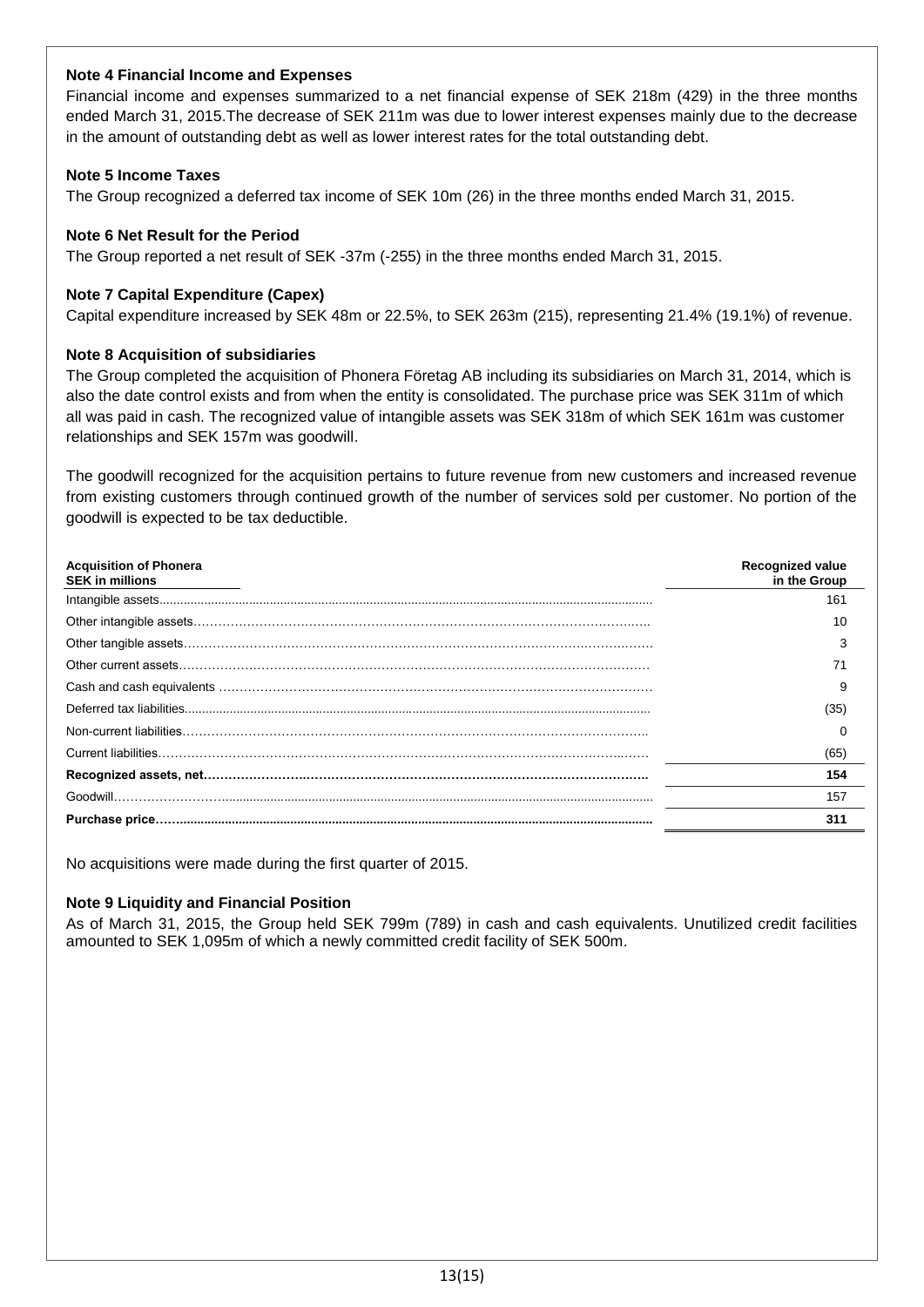**Note 4 Financial Income and Expenses**

Financial income and expenses summarized to a net financial expense of SEK 218m (429) in the three months ended March 31, 2015.The decrease of SEK 211m was due to lower interest expenses mainly due to the decrease in the amount of outstanding debt as well as lower interest rates for the total outstanding debt.

**Note 5 Income Taxes**

The Group recognized a deferred tax income of SEK 10m (26) in the three months ended March 31, 2015.

**Note 6 Net Result for the Period**

The Group reported a net result of SEK -37m (-255) in the three months ended March 31, 2015.

**Note 7 Capital Expenditure (Capex)**

Capital expenditure increased by SEK 48m or 22.5%, to SEK 263m (215), representing 21.4% (19.1%) of revenue.

**Note 8 Acquisition of subsidiaries**

The Group completed the acquisition of Phonera Företag AB including its subsidiaries on March 31, 2014, which is also the date control exists and from when the entity is consolidated. The purchase price was SEK 311m of which all was paid in cash. The recognized value of intangible assets was SEK 318m of which SEK 161m was customer relationships and SEK 157m was goodwill.

The goodwill recognized for the acquisition pertains to future revenue from new customers and increased revenue from existing customers through continued growth of the number of services sold per customer. No portion of the goodwill is expected to be tax deductible.

| **Acquisition of Phonera**<br>**SEK in millions** | **Recognized value in the Group** |
|---|---|
| Intangible assets | 161 |
| Other intangible assets | 10 |
| Other tangible assets | 3 |
| Other current assets | 71 |
| Cash and cash equivalents | 9 |
| Deferred tax liabilities | (35) |
| Non-current liabilities | 0 |
| Current liabilities | (65) |
| **Recognized assets, net** | **154** |
| Goodwill | 157 |
| **Purchase price** | **311** |

No acquisitions were made during the first quarter of 2015.

**Note 9 Liquidity and Financial Position**

As of March 31, 2015, the Group held SEK 799m (789) in cash and cash equivalents. Unutilized credit facilities amounted to SEK 1,095m of which a newly committed credit facility of SEK 500m.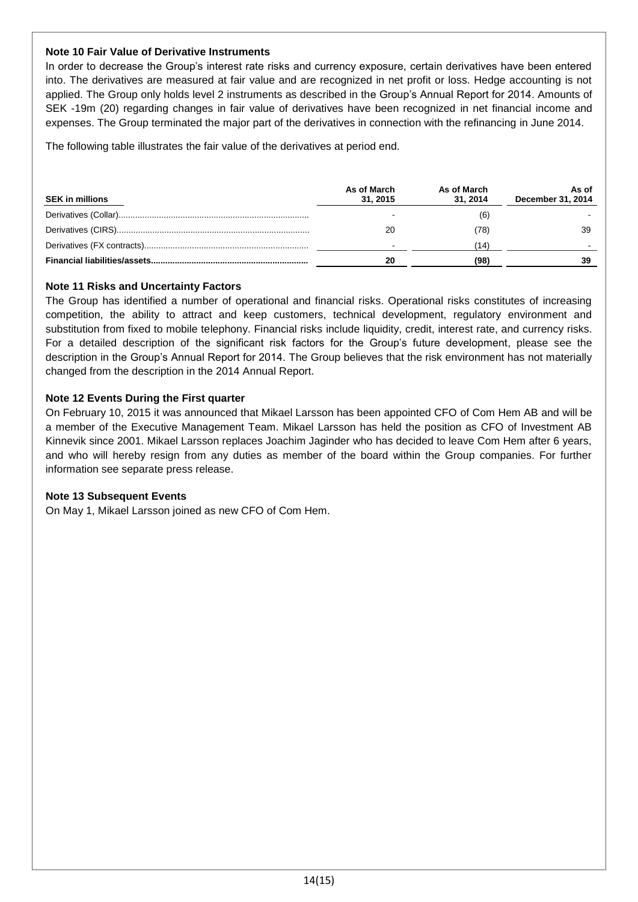**Note 10 Fair Value of Derivative Instruments**

In order to decrease the Group's interest rate risks and currency exposure, certain derivatives have been entered into. The derivatives are measured at fair value and are recognized in net profit or loss. Hedge accounting is not applied. The Group only holds level 2 instruments as described in the Group's Annual Report for 2014. Amounts of SEK -19m (20) regarding changes in fair value of derivatives have been recognized in net financial income and expenses. The Group terminated the major part of the derivatives in connection with the refinancing in June 2014.

The following table illustrates the fair value of the derivatives at period end.

| SEK in millions | As of March 31, 2015 | As of March 31, 2014 | As of December 31, 2014 |
|---|---|---|---|
| Derivatives (Collar) | - | (6) | - |
| Derivatives (CIRS) | 20 | (78) | 39 |
| Derivatives (FX contracts) | - | (14) | - |
| **Financial liabilities/assets** | **20** | **(98)** | **39** |

**Note 11 Risks and Uncertainty Factors**

The Group has identified a number of operational and financial risks. Operational risks constitutes of increasing competition, the ability to attract and keep customers, technical development, regulatory environment and substitution from fixed to mobile telephony. Financial risks include liquidity, credit, interest rate, and currency risks. For a detailed description of the significant risk factors for the Group's future development, please see the description in the Group's Annual Report for 2014. The Group believes that the risk environment has not materially changed from the description in the 2014 Annual Report.

**Note 12 Events During the First quarter**

On February 10, 2015 it was announced that Mikael Larsson has been appointed CFO of Com Hem AB and will be a member of the Executive Management Team. Mikael Larsson has held the position as CFO of Investment AB Kinnevik since 2001. Mikael Larsson replaces Joachim Jaginder who has decided to leave Com Hem after 6 years, and who will hereby resign from any duties as member of the board within the Group companies. For further information see separate press release.

**Note 13 Subsequent Events**

On May 1, Mikael Larsson joined as new CFO of Com Hem.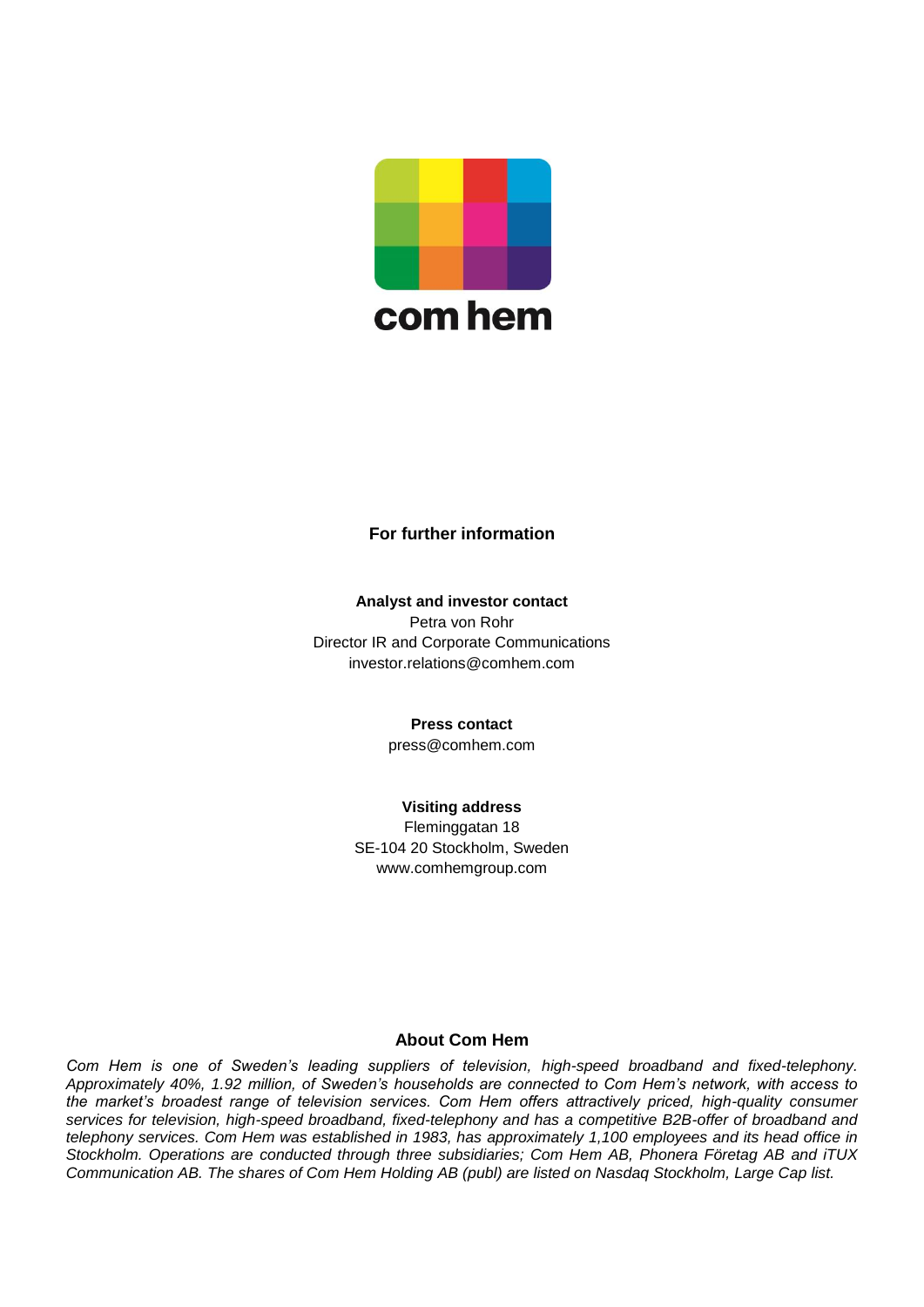**For further information**

**Analyst and investor contact**
Petra von Rohr
Director IR and Corporate Communications
investor.relations@comhem.com

**Press contact**
press@comhem.com

**Visiting address**
Fleminggatan 18
SE-104 20 Stockholm, Sweden
www.comhemgroup.com

**About Com Hem**

*Com Hem is one of Sweden's leading suppliers of television, high-speed broadband and fixed-telephony. Approximately 40%, 1.92 million, of Sweden's households are connected to Com Hem's network, with access to the market's broadest range of television services. Com Hem offers attractively priced, high-quality consumer services for television, high-speed broadband, fixed-telephony and has a competitive B2B-offer of broadband and telephony services. Com Hem was established in 1983, has approximately 1,100 employees and its head office in Stockholm. Operations are conducted through three subsidiaries; Com Hem AB, Phonera Företag AB and iTUX Communication AB. The shares of Com Hem Holding AB (publ) are listed on Nasdaq Stockholm, Large Cap list.*